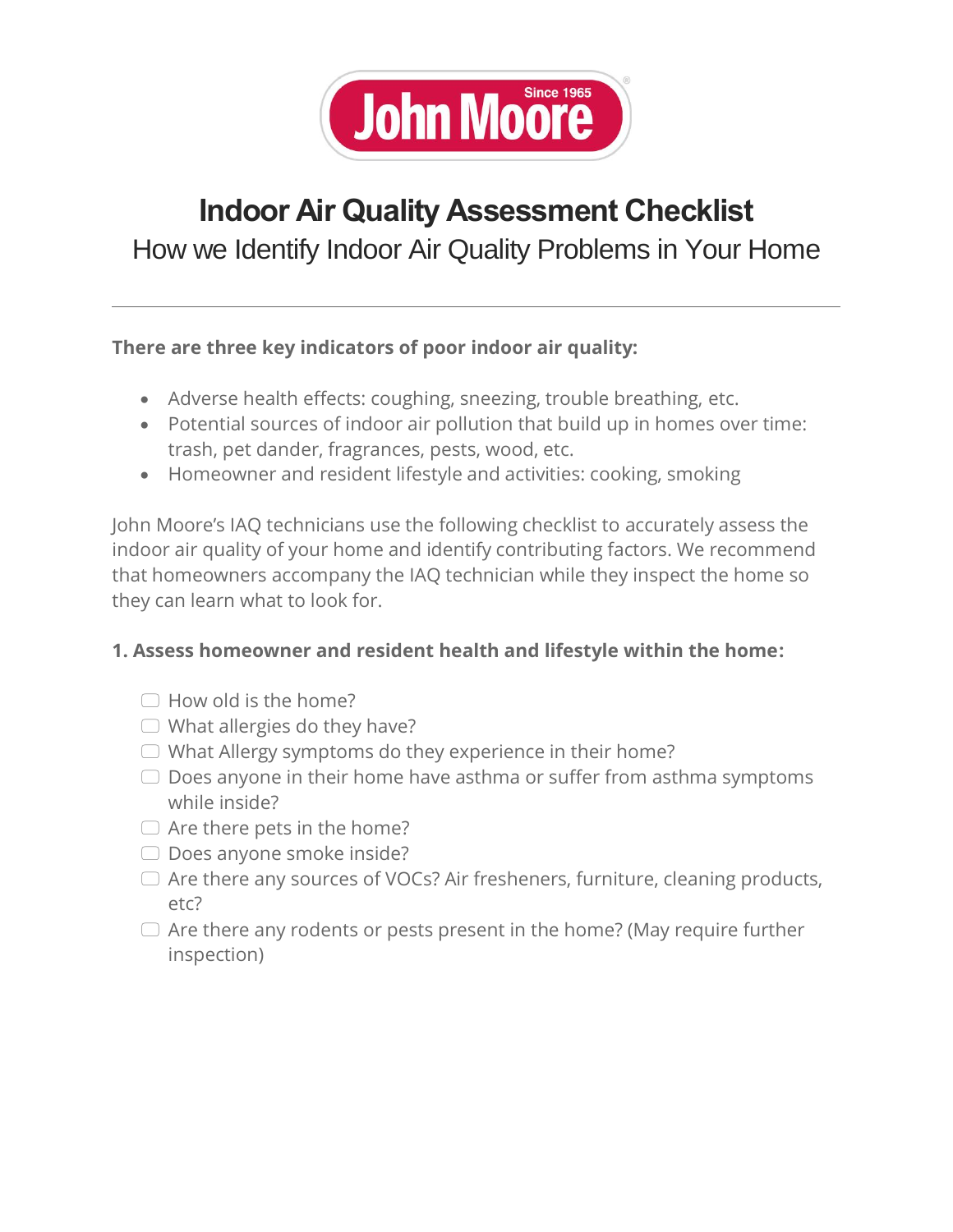John Moore Since 1965

# Indoor Air Quality Assessment Checklist

## How we Identify Indoor Air Quality Problems in Your Home

---

**There are three key indicators of poor indoor air quality:**

- Adverse health effects: coughing, sneezing, trouble breathing, etc.
- Potential sources of indoor air pollution that build up in homes over time: trash, pet dander, fragrances, pests, wood, etc.
- Homeowner and resident lifestyle and activities: cooking, smoking

John Moore's IAQ technicians use the following checklist to accurately assess the indoor air quality of your home and identify contributing factors. We recommend that homeowners accompany the IAQ technician while they inspect the home so they can learn what to look for.

**1. Assess homeowner and resident health and lifestyle within the home:**

- [ ] How old is the home?
- [ ] What allergies do they have?
- [ ] What Allergy symptoms do they experience in their home?
- [ ] Does anyone in their home have asthma or suffer from asthma symptoms while inside?
- [ ] Are there pets in the home?
- [ ] Does anyone smoke inside?
- [ ] Are there any sources of VOCs? Air fresheners, furniture, cleaning products, etc?
- [ ] Are there any rodents or pests present in the home? (May require further inspection)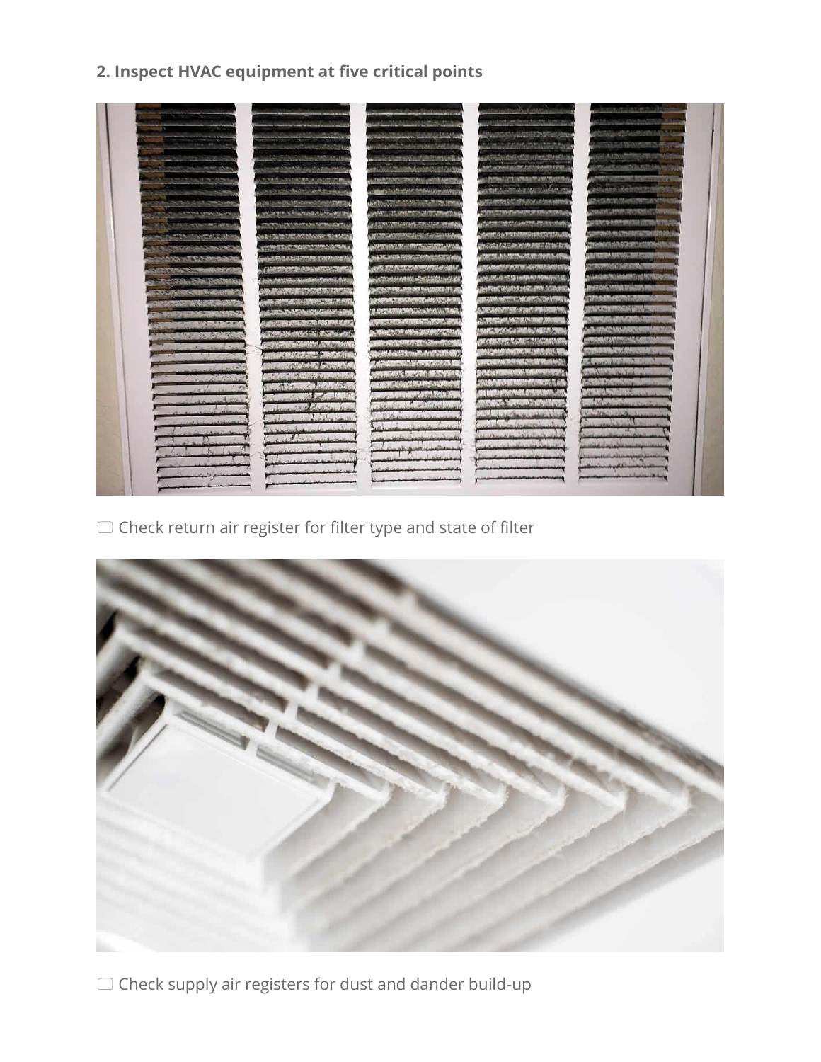**2. Inspect HVAC equipment at five critical points**

☐ Check return air register for filter type and state of filter

☐ Check supply air registers for dust and dander build-up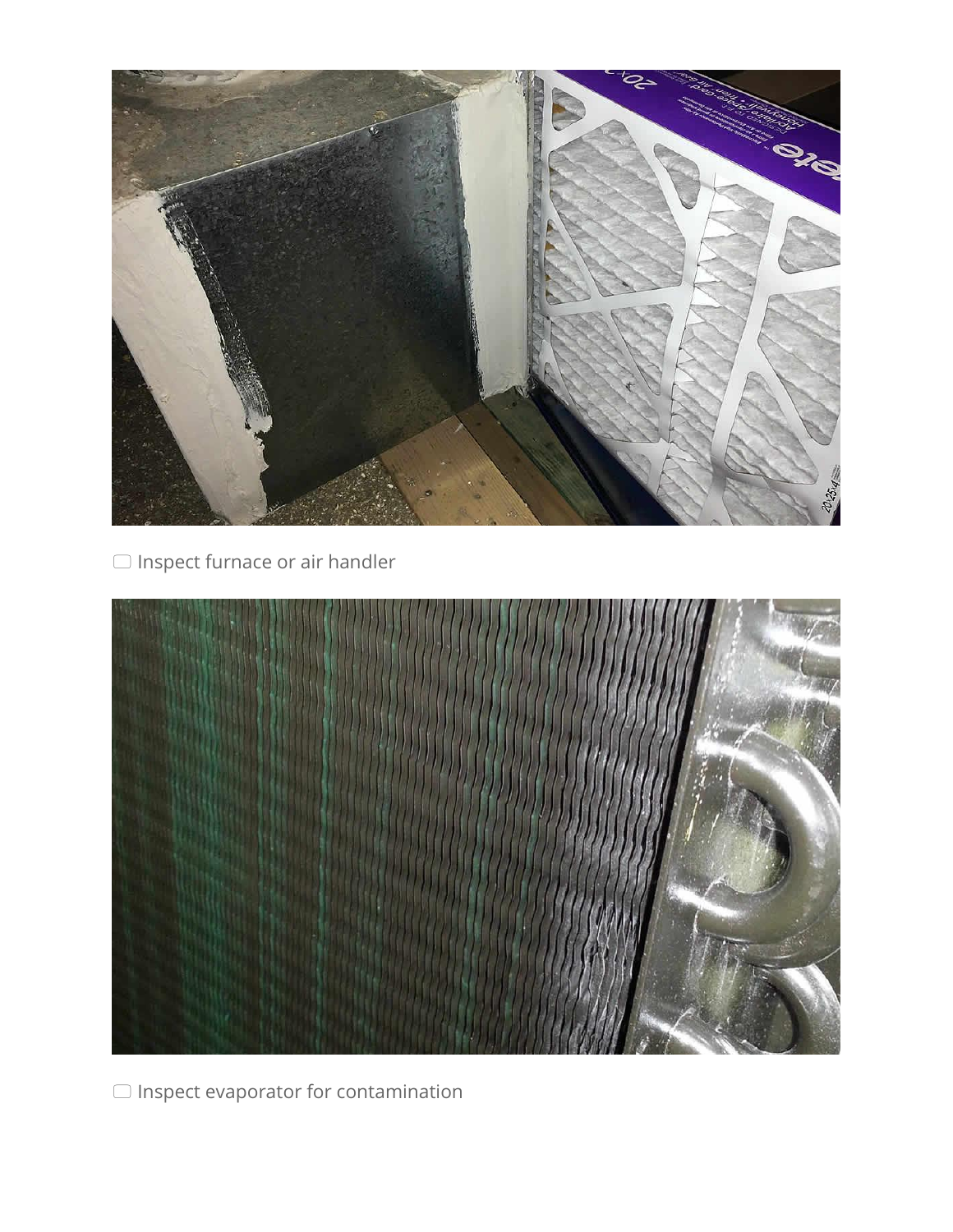- [ ] Inspect furnace or air handler

- [ ] Inspect evaporator for contamination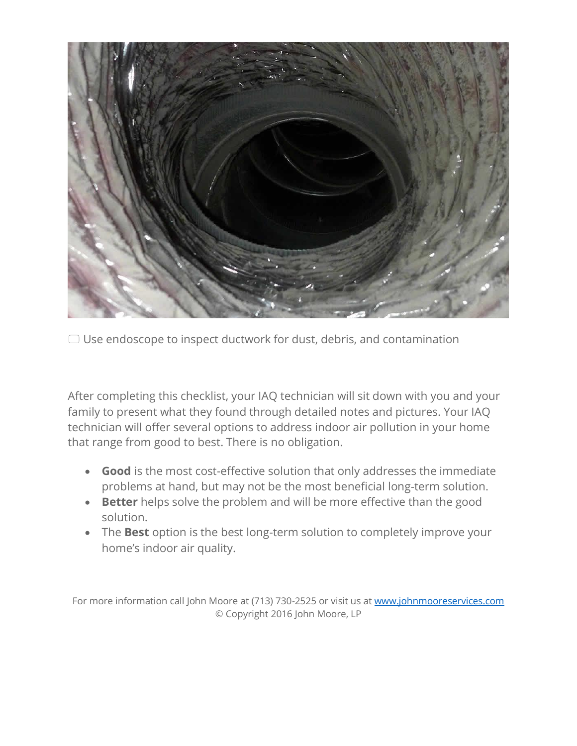- [ ] Use endoscope to inspect ductwork for dust, debris, and contamination

After completing this checklist, your IAQ technician will sit down with you and your family to present what they found through detailed notes and pictures. Your IAQ technician will offer several options to address indoor air pollution in your home that range from good to best. There is no obligation.

- **Good** is the most cost-effective solution that only addresses the immediate problems at hand, but may not be the most beneficial long-term solution.
- **Better** helps solve the problem and will be more effective than the good solution.
- The **Best** option is the best long-term solution to completely improve your home's indoor air quality.

For more information call John Moore at (713) 730-2525 or visit us at [www.johnmooreservices.com](http://www.johnmooreservices.com)
© Copyright 2016 John Moore, LP